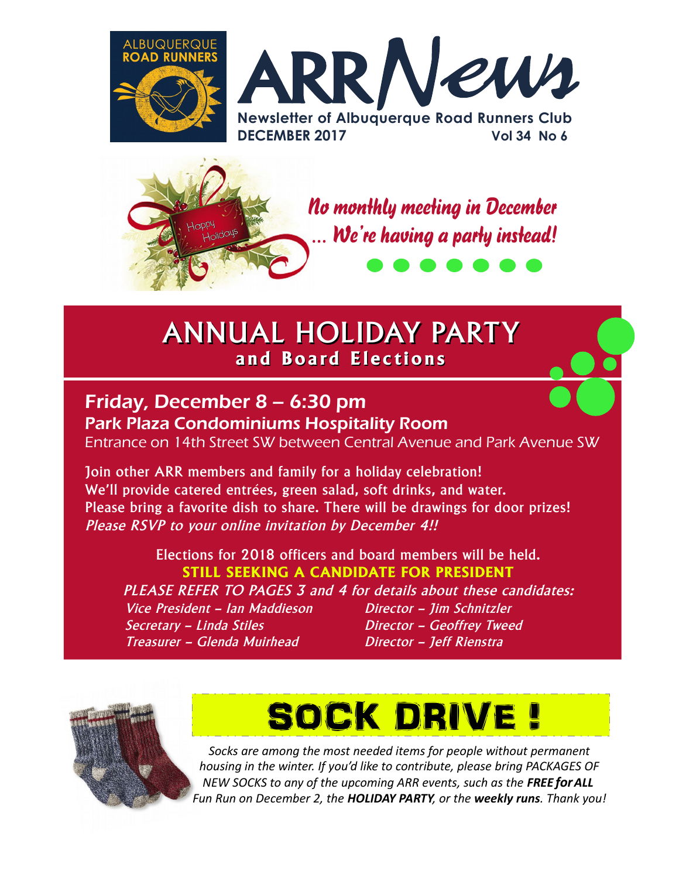ALBUQUERQUE ROAD RUNNERS

# ARR News

**Newsletter of Albuquerque Road Runners Club**

**DECEMBER 2017** **Vol 34 No 6**

Happy Holidays

*No monthly meeting in December ... We're having a party instead!*

# ANNUAL HOLIDAY PARTY

## and Board Elections

### Friday, December 8 – 6:30 pm

**Park Plaza Condominiums Hospitality Room**

Entrance on 14th Street SW between Central Avenue and Park Avenue SW

Join other ARR members and family for a holiday celebration!
We'll provide catered entrées, green salad, soft drinks, and water.
Please bring a favorite dish to share. There will be drawings for door prizes!
*Please RSVP to your online invitation by December 4!!*

Elections for 2018 officers and board members will be held.

**STILL SEEKING A CANDIDATE FOR PRESIDENT**

*PLEASE REFER TO PAGES 3 and 4 for details about these candidates:*

*Vice President – Ian Maddieson*
*Secretary – Linda Stiles*
*Treasurer – Glenda Muirhead*
*Director – Jim Schnitzler*
*Director – Geoffrey Tweed*
*Director – Jeff Rienstra*

# SOCK DRIVE !

*Socks are among the most needed items for people without permanent housing in the winter. If you'd like to contribute, please bring PACKAGES OF NEW SOCKS to any of the upcoming ARR events, such as the **FREE for ALL** Fun Run on December 2, the **HOLIDAY PARTY**, or the **weekly runs**. Thank you!*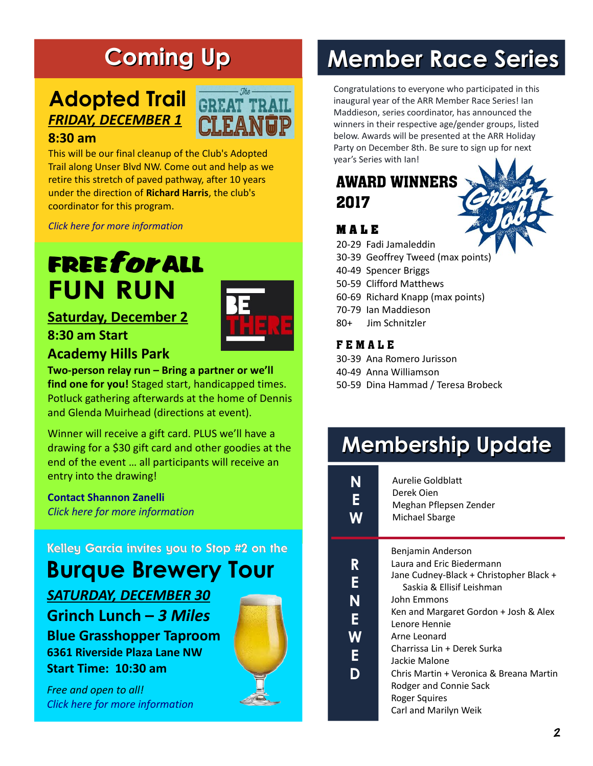# Coming Up

## Adopted Trail

***FRIDAY, DECEMBER 1***

**8:30 am**

This will be our final cleanup of the Club's Adopted Trail along Unser Blvd NW. Come out and help as we retire this stretch of paved pathway, after 10 years under the direction of **Richard Harris**, the club's coordinator for this program.

*Click here for more information*

## FREE for ALL FUN RUN

**Saturday, December 2**

**8:30 am Start**

**Academy Hills Park**

**Two-person relay run – Bring a partner or we'll find one for you!** Staged start, handicapped times. Potluck gathering afterwards at the home of Dennis and Glenda Muirhead (directions at event).

Winner will receive a gift card. PLUS we'll have a drawing for a $30 gift card and other goodies at the end of the event … all participants will receive an entry into the drawing!

**Contact Shannon Zanelli**

*Click here for more information*

Kelley Garcia invites you to Stop #2 on the

## Burque Brewery Tour

***SATURDAY, DECEMBER 30***

**Grinch Lunch – *3 Miles***

**Blue Grasshopper Taproom**

**6361 Riverside Plaza Lane NW**

**Start Time: 10:30 am**

*Free and open to all!*

*Click here for more information*

# Member Race Series

Congratulations to everyone who participated in this inaugural year of the ARR Member Race Series! Ian Maddieson, series coordinator, has announced the winners in their respective age/gender groups, listed below. Awards will be presented at the ARR Holiday Party on December 8th. Be sure to sign up for next year's Series with Ian!

## AWARD WINNERS 2017

Great Job!

### MALE

- 20-29 Fadi Jamaleddin
- 30-39 Geoffrey Tweed (max points)
- 40-49 Spencer Briggs
- 50-59 Clifford Matthews
- 60-69 Richard Knapp (max points)
- 70-79 Ian Maddieson
- 80+ Jim Schnitzler

### FEMALE

- 30-39 Ana Romero Jurisson
- 40-49 Anna Williamson
- 50-59 Dina Hammad / Teresa Brobeck

# Membership Update

**NEW**

- Aurelie Goldblatt
- Derek Oien
- Meghan Pflepsen Zender
- Michael Sbarge

**RENEWED**

- Benjamin Anderson
- Laura and Eric Biedermann
- Jane Cudney-Black + Christopher Black + Saskia & Ellisif Leishman
- John Emmons
- Ken and Margaret Gordon + Josh & Alex
- Lenore Hennie
- Arne Leonard
- Charrissa Lin + Derek Surka
- Jackie Malone
- Chris Martin + Veronica & Breana Martin
- Rodger and Connie Sack
- Roger Squires
- Carl and Marilyn Weik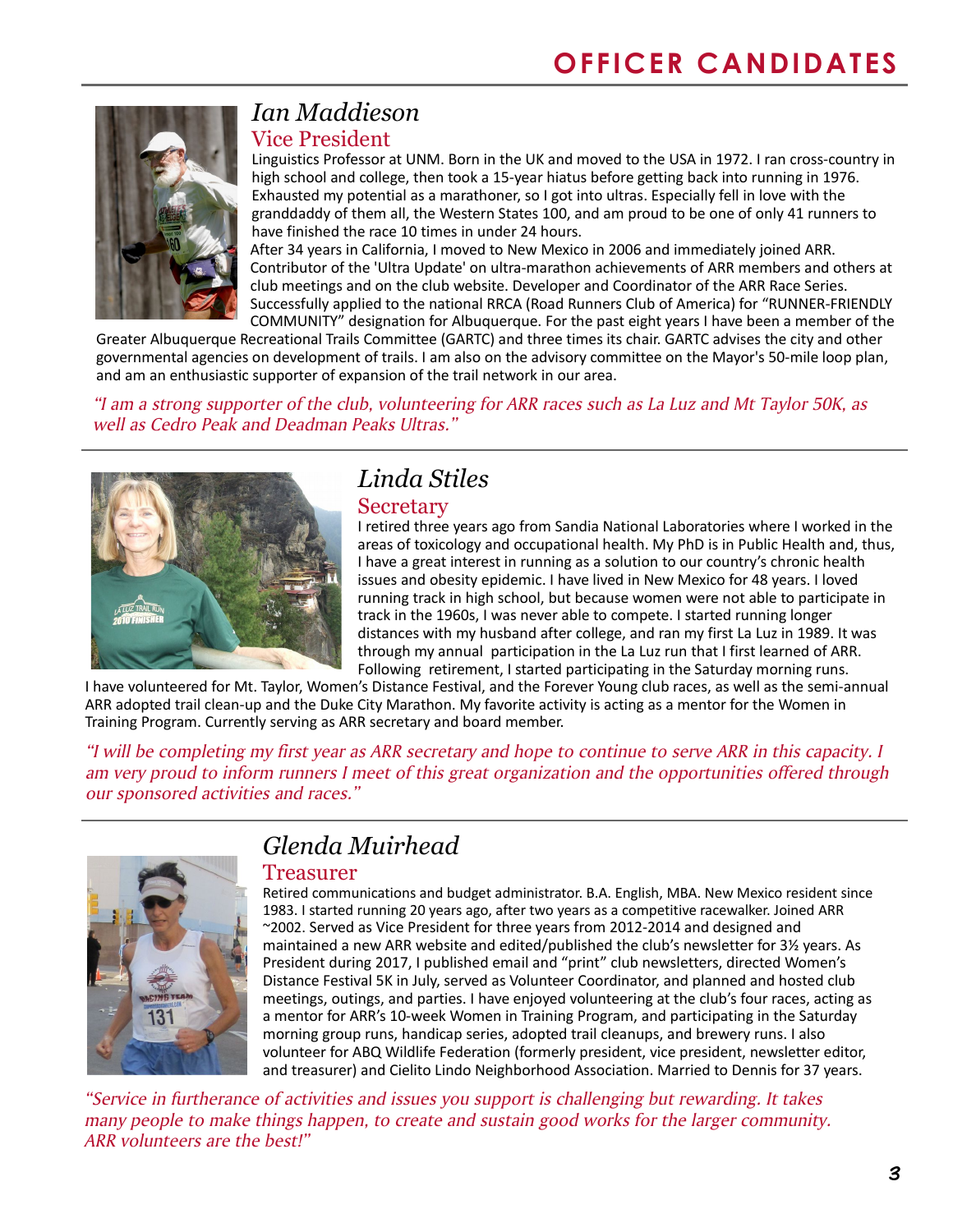# OFFICER CANDIDATES

## *Ian Maddieson*

### Vice President

Linguistics Professor at UNM. Born in the UK and moved to the USA in 1972. I ran cross-country in high school and college, then took a 15-year hiatus before getting back into running in 1976. Exhausted my potential as a marathoner, so I got into ultras. Especially fell in love with the granddaddy of them all, the Western States 100, and am proud to be one of only 41 runners to have finished the race 10 times in under 24 hours.

After 34 years in California, I moved to New Mexico in 2006 and immediately joined ARR. Contributor of the 'Ultra Update' on ultra-marathon achievements of ARR members and others at club meetings and on the club website. Developer and Coordinator of the ARR Race Series. Successfully applied to the national RRCA (Road Runners Club of America) for "RUNNER-FRIENDLY COMMUNITY" designation for Albuquerque. For the past eight years I have been a member of the Greater Albuquerque Recreational Trails Committee (GARTC) and three times its chair. GARTC advises the city and other governmental agencies on development of trails. I am also on the advisory committee on the Mayor's 50-mile loop plan, and am an enthusiastic supporter of expansion of the trail network in our area.

*"I am a strong supporter of the club, volunteering for ARR races such as La Luz and Mt Taylor 50K, as well as Cedro Peak and Deadman Peaks Ultras."*

---

## *Linda Stiles*

### Secretary

I retired three years ago from Sandia National Laboratories where I worked in the areas of toxicology and occupational health. My PhD is in Public Health and, thus, I have a great interest in running as a solution to our country's chronic health issues and obesity epidemic. I have lived in New Mexico for 48 years. I loved running track in high school, but because women were not able to participate in track in the 1960s, I was never able to compete. I started running longer distances with my husband after college, and ran my first La Luz in 1989. It was through my annual participation in the La Luz run that I first learned of ARR. Following retirement, I started participating in the Saturday morning runs. I have volunteered for Mt. Taylor, Women's Distance Festival, and the Forever Young club races, as well as the semi-annual ARR adopted trail clean-up and the Duke City Marathon. My favorite activity is acting as a mentor for the Women in Training Program. Currently serving as ARR secretary and board member.

*"I will be completing my first year as ARR secretary and hope to continue to serve ARR in this capacity. I am very proud to inform runners I meet of this great organization and the opportunities offered through our sponsored activities and races."*

---

## *Glenda Muirhead*

### Treasurer

Retired communications and budget administrator. B.A. English, MBA. New Mexico resident since 1983. I started running 20 years ago, after two years as a competitive racewalker. Joined ARR ~2002. Served as Vice President for three years from 2012-2014 and designed and maintained a new ARR website and edited/published the club's newsletter for 3½ years. As President during 2017, I published email and "print" club newsletters, directed Women's Distance Festival 5K in July, served as Volunteer Coordinator, and planned and hosted club meetings, outings, and parties. I have enjoyed volunteering at the club's four races, acting as a mentor for ARR's 10-week Women in Training Program, and participating in the Saturday morning group runs, handicap series, adopted trail cleanups, and brewery runs. I also volunteer for ABQ Wildlife Federation (formerly president, vice president, newsletter editor, and treasurer) and Cielito Lindo Neighborhood Association. Married to Dennis for 37 years.

*"Service in furtherance of activities and issues you support is challenging but rewarding. It takes many people to make things happen, to create and sustain good works for the larger community. ARR volunteers are the best!"*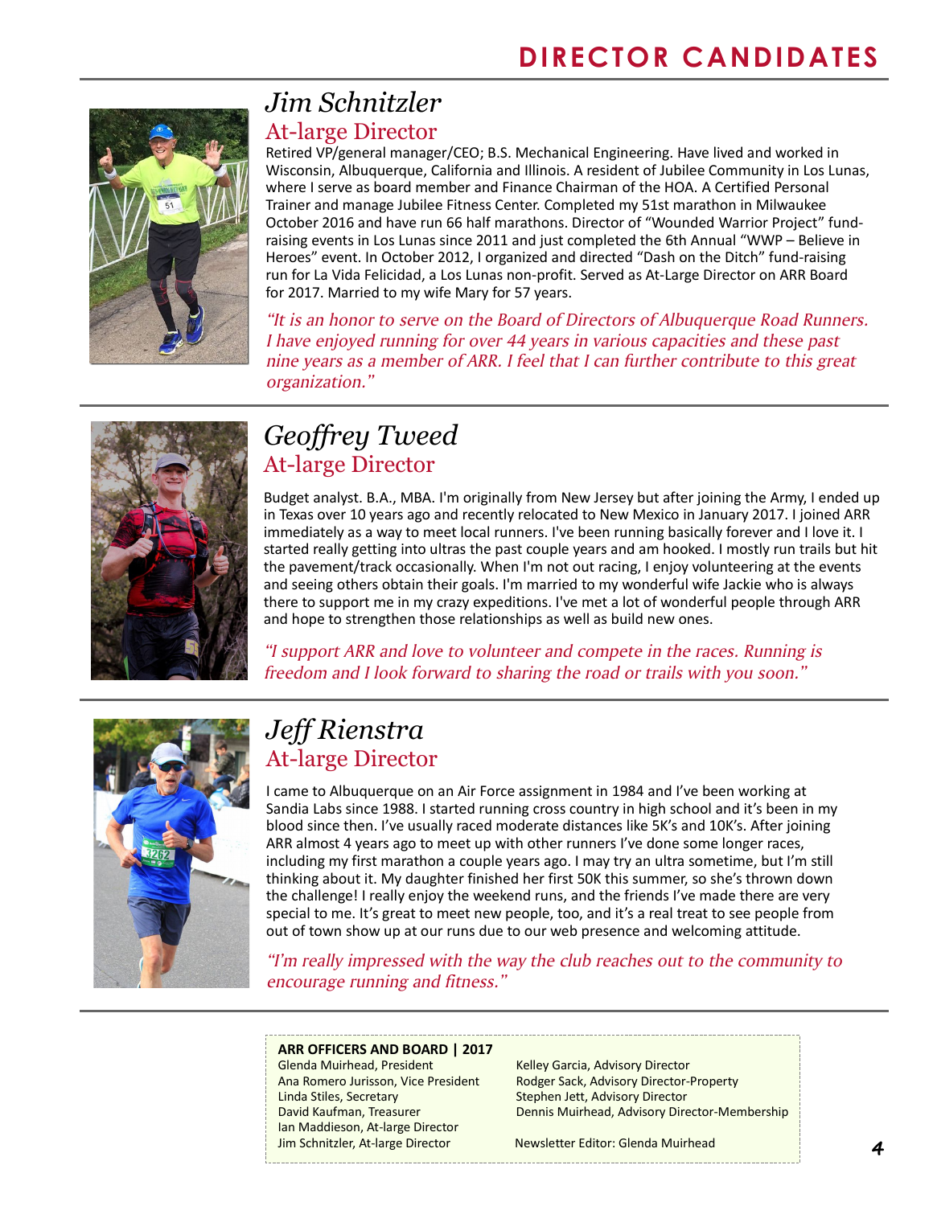# DIRECTOR CANDIDATES

## Jim Schnitzler

### At-large Director

Retired VP/general manager/CEO; B.S. Mechanical Engineering. Have lived and worked in Wisconsin, Albuquerque, California and Illinois. A resident of Jubilee Community in Los Lunas, where I serve as board member and Finance Chairman of the HOA. A Certified Personal Trainer and manage Jubilee Fitness Center. Completed my 51st marathon in Milwaukee October 2016 and have run 66 half marathons. Director of "Wounded Warrior Project" fund-raising events in Los Lunas since 2011 and just completed the 6th Annual "WWP – Believe in Heroes" event. In October 2012, I organized and directed "Dash on the Ditch" fund-raising run for La Vida Felicidad, a Los Lunas non-profit. Served as At-Large Director on ARR Board for 2017. Married to my wife Mary for 57 years.

*"It is an honor to serve on the Board of Directors of Albuquerque Road Runners. I have enjoyed running for over 44 years in various capacities and these past nine years as a member of ARR. I feel that I can further contribute to this great organization."*

## Geoffrey Tweed

### At-large Director

Budget analyst. B.A., MBA. I'm originally from New Jersey but after joining the Army, I ended up in Texas over 10 years ago and recently relocated to New Mexico in January 2017. I joined ARR immediately as a way to meet local runners. I've been running basically forever and I love it. I started really getting into ultras the past couple years and am hooked. I mostly run trails but hit the pavement/track occasionally. When I'm not out racing, I enjoy volunteering at the events and seeing others obtain their goals. I'm married to my wonderful wife Jackie who is always there to support me in my crazy expeditions. I've met a lot of wonderful people through ARR and hope to strengthen those relationships as well as build new ones.

*"I support ARR and love to volunteer and compete in the races. Running is freedom and I look forward to sharing the road or trails with you soon."*

## Jeff Rienstra

### At-large Director

I came to Albuquerque on an Air Force assignment in 1984 and I've been working at Sandia Labs since 1988. I started running cross country in high school and it's been in my blood since then. I've usually raced moderate distances like 5K's and 10K's. After joining ARR almost 4 years ago to meet up with other runners I've done some longer races, including my first marathon a couple years ago. I may try an ultra sometime, but I'm still thinking about it. My daughter finished her first 50K this summer, so she's thrown down the challenge! I really enjoy the weekend runs, and the friends I've made there are very special to me. It's great to meet new people, too, and it's a real treat to see people from out of town show up at our runs due to our web presence and welcoming attitude.

*"I'm really impressed with the way the club reaches out to the community to encourage running and fitness."*

---

**ARR OFFICERS AND BOARD | 2017**

Glenda Muirhead, President
Ana Romero Jurisson, Vice President
Linda Stiles, Secretary
David Kaufman, Treasurer
Ian Maddieson, At-large Director
Jim Schnitzler, At-large Director

Kelley Garcia, Advisory Director
Rodger Sack, Advisory Director-Property
Stephen Jett, Advisory Director
Dennis Muirhead, Advisory Director-Membership

Newsletter Editor: Glenda Muirhead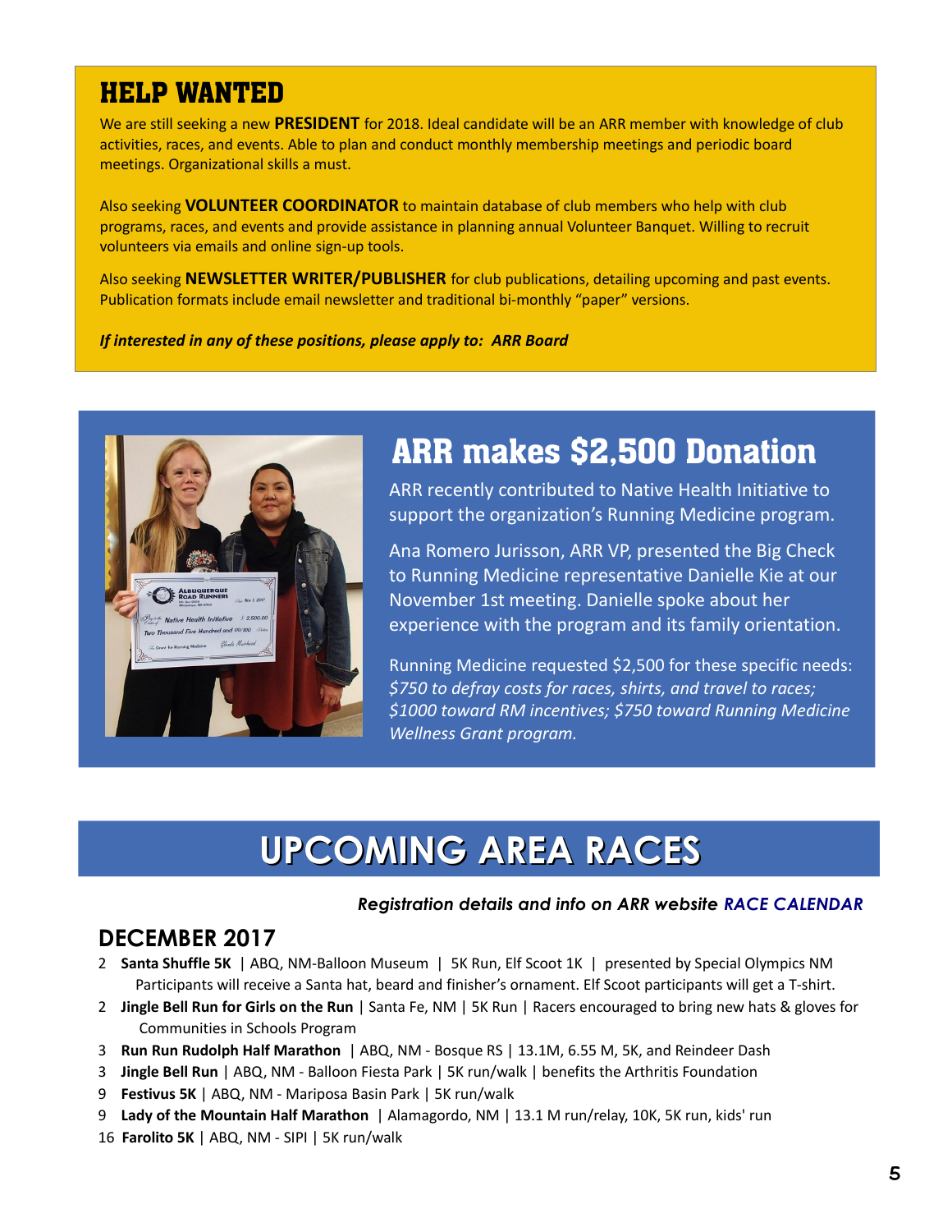## HELP WANTED

We are still seeking a new **PRESIDENT** for 2018. Ideal candidate will be an ARR member with knowledge of club activities, races, and events. Able to plan and conduct monthly membership meetings and periodic board meetings. Organizational skills a must.

Also seeking **VOLUNTEER COORDINATOR** to maintain database of club members who help with club programs, races, and events and provide assistance in planning annual Volunteer Banquet. Willing to recruit volunteers via emails and online sign-up tools.

Also seeking **NEWSLETTER WRITER/PUBLISHER** for club publications, detailing upcoming and past events. Publication formats include email newsletter and traditional bi-monthly "paper" versions.

***If interested in any of these positions, please apply to: ARR Board***

## ARR makes $2,500 Donation

ARR recently contributed to Native Health Initiative to support the organization's Running Medicine program.

Ana Romero Jurisson, ARR VP, presented the Big Check to Running Medicine representative Danielle Kie at our November 1st meeting. Danielle spoke about her experience with the program and its family orientation.

Running Medicine requested $2,500 for these specific needs: *$750 to defray costs for races, shirts, and travel to races; $1000 toward RM incentives; $750 toward Running Medicine Wellness Grant program.*

# UPCOMING AREA RACES

***Registration details and info on ARR website RACE CALENDAR***

### DECEMBER 2017

2 **Santa Shuffle 5K** | ABQ, NM-Balloon Museum | 5K Run, Elf Scoot 1K | presented by Special Olympics NM Participants will receive a Santa hat, beard and finisher's ornament. Elf Scoot participants will get a T-shirt.

2 **Jingle Bell Run for Girls on the Run** | Santa Fe, NM | 5K Run | Racers encouraged to bring new hats & gloves for Communities in Schools Program

3 **Run Run Rudolph Half Marathon** | ABQ, NM - Bosque RS | 13.1M, 6.55 M, 5K, and Reindeer Dash

3 **Jingle Bell Run** | ABQ, NM - Balloon Fiesta Park | 5K run/walk | benefits the Arthritis Foundation

9 **Festivus 5K** | ABQ, NM - Mariposa Basin Park | 5K run/walk

9 **Lady of the Mountain Half Marathon** | Alamagordo, NM | 13.1 M run/relay, 10K, 5K run, kids' run

16 **Farolito 5K** | ABQ, NM - SIPI | 5K run/walk